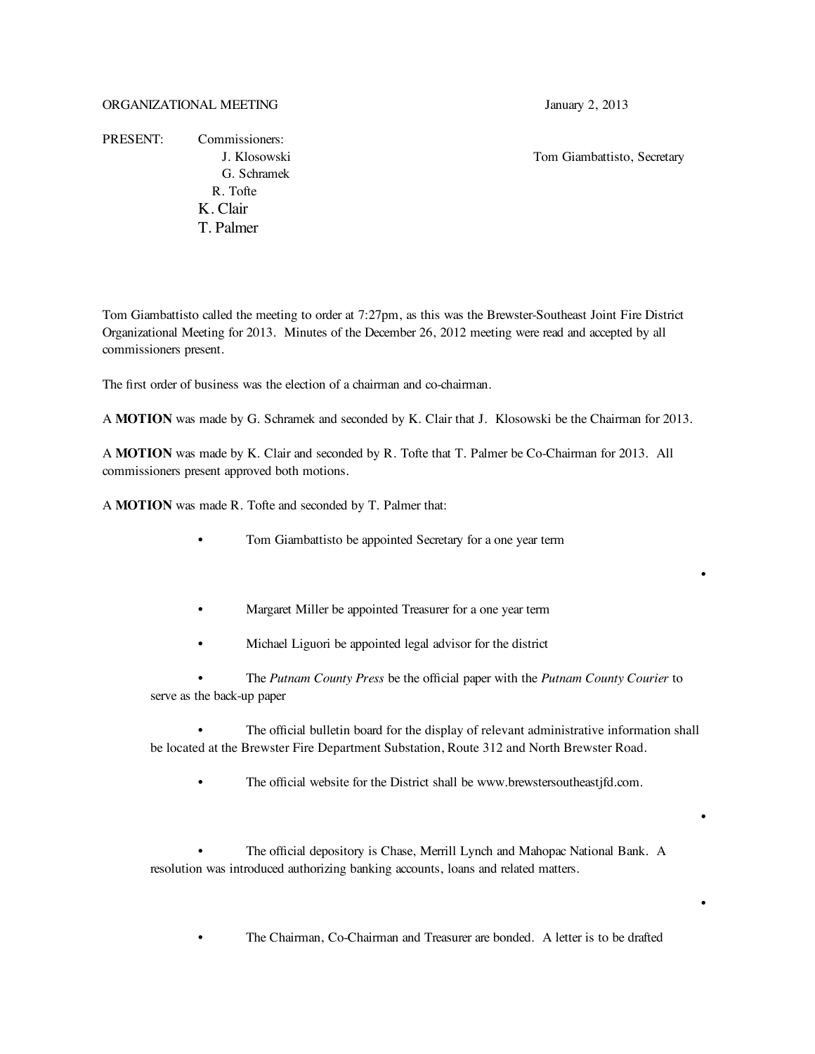ORGANIZATIONAL MEETING January 2, 2013

PRESENT: Commissioners:
J. Klosowski
G. Schramek
R. Tofte
K. Clair
T. Palmer

Tom Giambattisto, Secretary

Tom Giambattisto called the meeting to order at 7:27pm, as this was the Brewster-Southeast Joint Fire District Organizational Meeting for 2013. Minutes of the December 26, 2012 meeting were read and accepted by all commissioners present.

The first order of business was the election of a chairman and co-chairman.

A **MOTION** was made by G. Schramek and seconded by K. Clair that J. Klosowski be the Chairman for 2013.

A **MOTION** was made by K. Clair and seconded by R. Tofte that T. Palmer be Co-Chairman for 2013. All commissioners present approved both motions.

A **MOTION** was made R. Tofte and seconded by T. Palmer that:

- Tom Giambattisto be appointed Secretary for a one year term
- Margaret Miller be appointed Treasurer for a one year term
- Michael Liguori be appointed legal advisor for the district
- The *Putnam County Press* be the official paper with the *Putnam County Courier* to serve as the back-up paper
- The official bulletin board for the display of relevant administrative information shall be located at the Brewster Fire Department Substation, Route 312 and North Brewster Road.
- The official website for the District shall be www.brewstersoutheastjfd.com.
- The official depository is Chase, Merrill Lynch and Mahopac National Bank. A resolution was introduced authorizing banking accounts, loans and related matters.
- The Chairman, Co-Chairman and Treasurer are bonded. A letter is to be drafted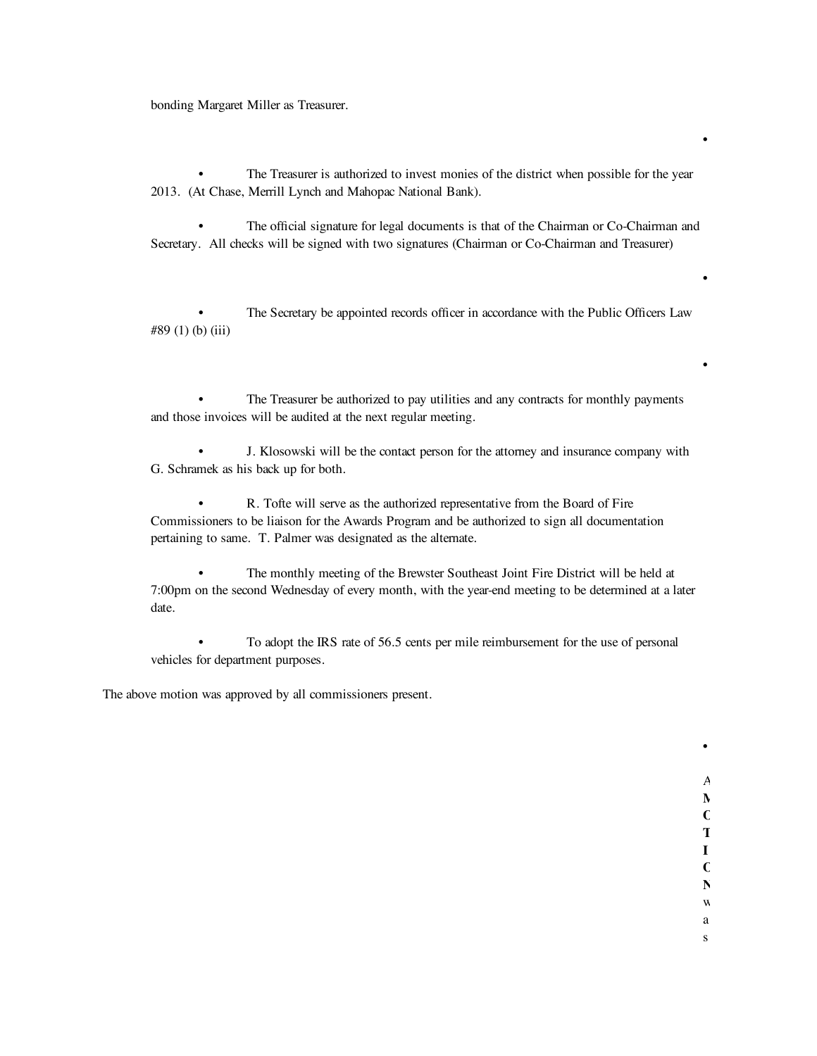bonding Margaret Miller as Treasurer.

- The Treasurer is authorized to invest monies of the district when possible for the year 2013. (At Chase, Merrill Lynch and Mahopac National Bank).

- The official signature for legal documents is that of the Chairman or Co-Chairman and Secretary. All checks will be signed with two signatures (Chairman or Co-Chairman and Treasurer)

- The Secretary be appointed records officer in accordance with the Public Officers Law #89 (1) (b) (iii)

- The Treasurer be authorized to pay utilities and any contracts for monthly payments and those invoices will be audited at the next regular meeting.

- J. Klosowski will be the contact person for the attorney and insurance company with G. Schramek as his back up for both.

- R. Tofte will serve as the authorized representative from the Board of Fire Commissioners to be liaison for the Awards Program and be authorized to sign all documentation pertaining to same. T. Palmer was designated as the alternate.

- The monthly meeting of the Brewster Southeast Joint Fire District will be held at 7:00pm on the second Wednesday of every month, with the year-end meeting to be determined at a later date.

- To adopt the IRS rate of 56.5 cents per mile reimbursement for the use of personal vehicles for department purposes.

The above motion was approved by all commissioners present.

A **MOTION** was